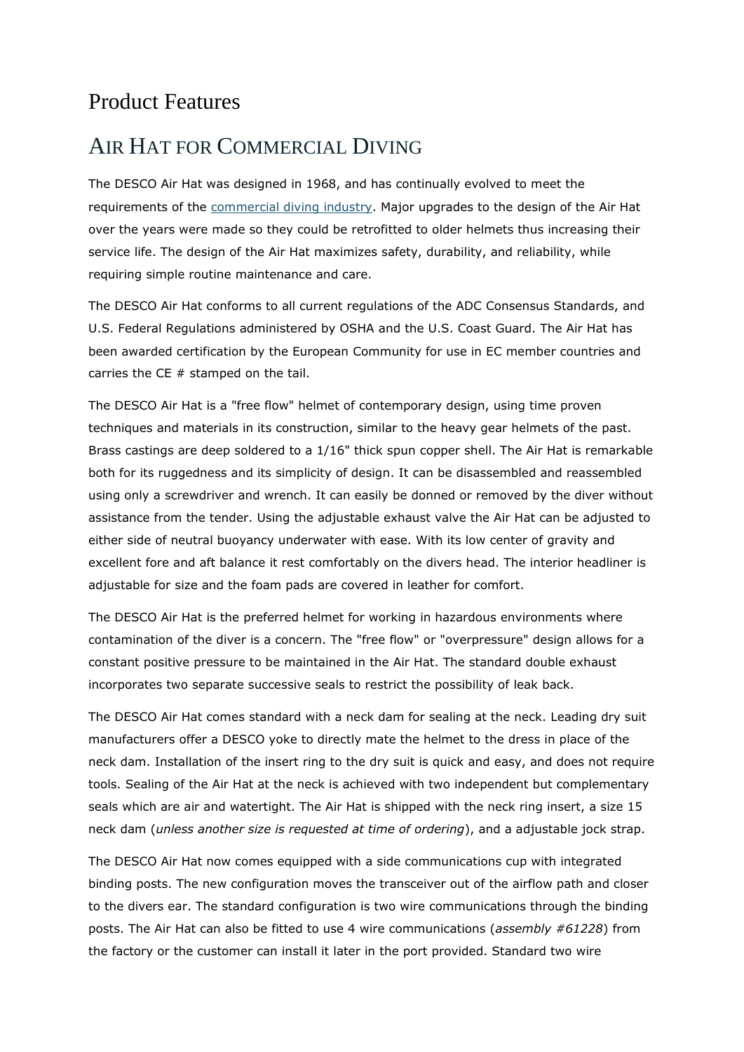# Product Features

## Air Hat for Commercial Diving

The DESCO Air Hat was designed in 1968, and has continually evolved to meet the requirements of the commercial diving industry. Major upgrades to the design of the Air Hat over the years were made so they could be retrofitted to older helmets thus increasing their service life. The design of the Air Hat maximizes safety, durability, and reliability, while requiring simple routine maintenance and care.

The DESCO Air Hat conforms to all current regulations of the ADC Consensus Standards, and U.S. Federal Regulations administered by OSHA and the U.S. Coast Guard. The Air Hat has been awarded certification by the European Community for use in EC member countries and carries the CE # stamped on the tail.

The DESCO Air Hat is a "free flow" helmet of contemporary design, using time proven techniques and materials in its construction, similar to the heavy gear helmets of the past. Brass castings are deep soldered to a 1/16" thick spun copper shell. The Air Hat is remarkable both for its ruggedness and its simplicity of design. It can be disassembled and reassembled using only a screwdriver and wrench. It can easily be donned or removed by the diver without assistance from the tender. Using the adjustable exhaust valve the Air Hat can be adjusted to either side of neutral buoyancy underwater with ease. With its low center of gravity and excellent fore and aft balance it rest comfortably on the divers head. The interior headliner is adjustable for size and the foam pads are covered in leather for comfort.

The DESCO Air Hat is the preferred helmet for working in hazardous environments where contamination of the diver is a concern. The "free flow" or "overpressure" design allows for a constant positive pressure to be maintained in the Air Hat. The standard double exhaust incorporates two separate successive seals to restrict the possibility of leak back.

The DESCO Air Hat comes standard with a neck dam for sealing at the neck. Leading dry suit manufacturers offer a DESCO yoke to directly mate the helmet to the dress in place of the neck dam. Installation of the insert ring to the dry suit is quick and easy, and does not require tools. Sealing of the Air Hat at the neck is achieved with two independent but complementary seals which are air and watertight. The Air Hat is shipped with the neck ring insert, a size 15 neck dam (*unless another size is requested at time of ordering*), and a adjustable jock strap.

The DESCO Air Hat now comes equipped with a side communications cup with integrated binding posts. The new configuration moves the transceiver out of the airflow path and closer to the divers ear. The standard configuration is two wire communications through the binding posts. The Air Hat can also be fitted to use 4 wire communications (*assembly #61228*) from the factory or the customer can install it later in the port provided. Standard two wire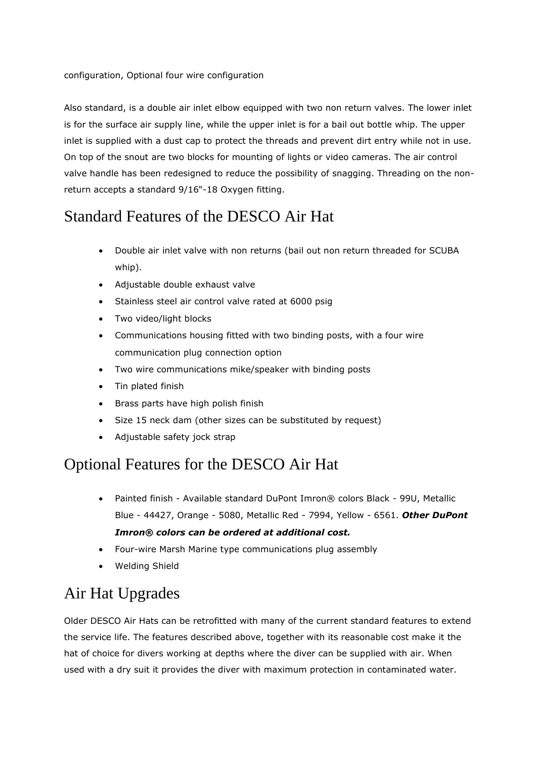configuration, Optional four wire configuration

Also standard, is a double air inlet elbow equipped with two non return valves. The lower inlet is for the surface air supply line, while the upper inlet is for a bail out bottle whip. The upper inlet is supplied with a dust cap to protect the threads and prevent dirt entry while not in use. On top of the snout are two blocks for mounting of lights or video cameras. The air control valve handle has been redesigned to reduce the possibility of snagging. Threading on the non-return accepts a standard 9/16"-18 Oxygen fitting.

## Standard Features of the DESCO Air Hat

- Double air inlet valve with non returns (bail out non return threaded for SCUBA whip).
- Adjustable double exhaust valve
- Stainless steel air control valve rated at 6000 psig
- Two video/light blocks
- Communications housing fitted with two binding posts, with a four wire communication plug connection option
- Two wire communications mike/speaker with binding posts
- Tin plated finish
- Brass parts have high polish finish
- Size 15 neck dam (other sizes can be substituted by request)
- Adjustable safety jock strap

## Optional Features for the DESCO Air Hat

- Painted finish - Available standard DuPont Imron® colors Black - 99U, Metallic Blue - 44427, Orange - 5080, Metallic Red - 7994, Yellow - 6561. ***Other DuPont Imron® colors can be ordered at additional cost.***
- Four-wire Marsh Marine type communications plug assembly
- Welding Shield

## Air Hat Upgrades

Older DESCO Air Hats can be retrofitted with many of the current standard features to extend the service life. The features described above, together with its reasonable cost make it the hat of choice for divers working at depths where the diver can be supplied with air. When used with a dry suit it provides the diver with maximum protection in contaminated water.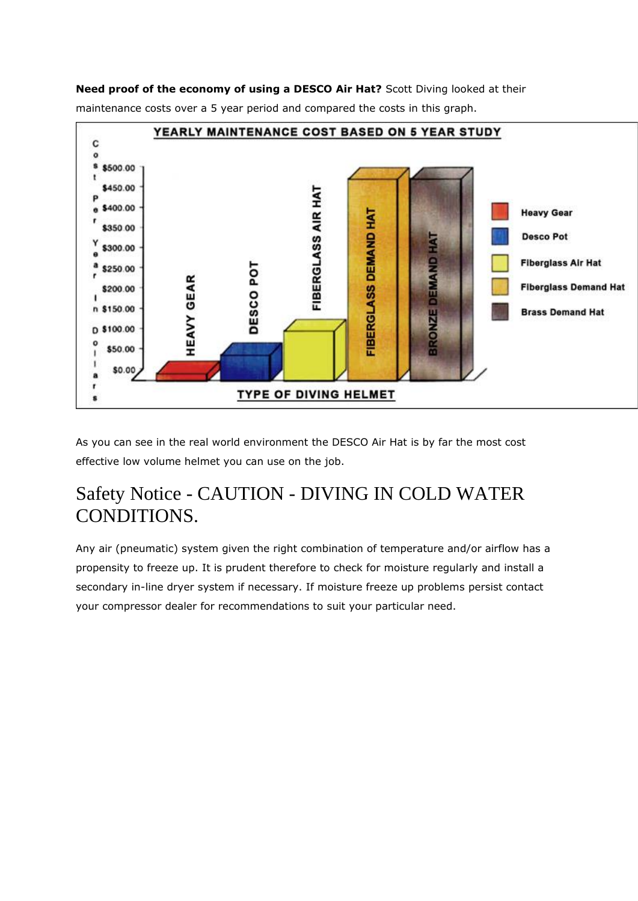**Need proof of the economy of using a DESCO Air Hat?** Scott Diving looked at their maintenance costs over a 5 year period and compared the costs in this graph.

YEARLY MAINTENANCE COST BASED ON 5 YEAR STUDY

Cost Per Year In Dollars

$500.00
$450.00
$400.00
$350.00
$300.00
$250.00
$200.00
$150.00
$100.00
$50.00
$0.00

HEAVY GEAR
DESCO POT
FIBERGLASS AIR HAT
FIBERGLASS DEMAND HAT
BRONZE DEMAND HAT

Heavy Gear
Desco Pot
Fiberglass Air Hat
Fiberglass Demand Hat
Brass Demand Hat

TYPE OF DIVING HELMET

As you can see in the real world environment the DESCO Air Hat is by far the most cost effective low volume helmet you can use on the job.

## Safety Notice - CAUTION - DIVING IN COLD WATER CONDITIONS.

Any air (pneumatic) system given the right combination of temperature and/or airflow has a propensity to freeze up. It is prudent therefore to check for moisture regularly and install a secondary in-line dryer system if necessary. If moisture freeze up problems persist contact your compressor dealer for recommendations to suit your particular need.